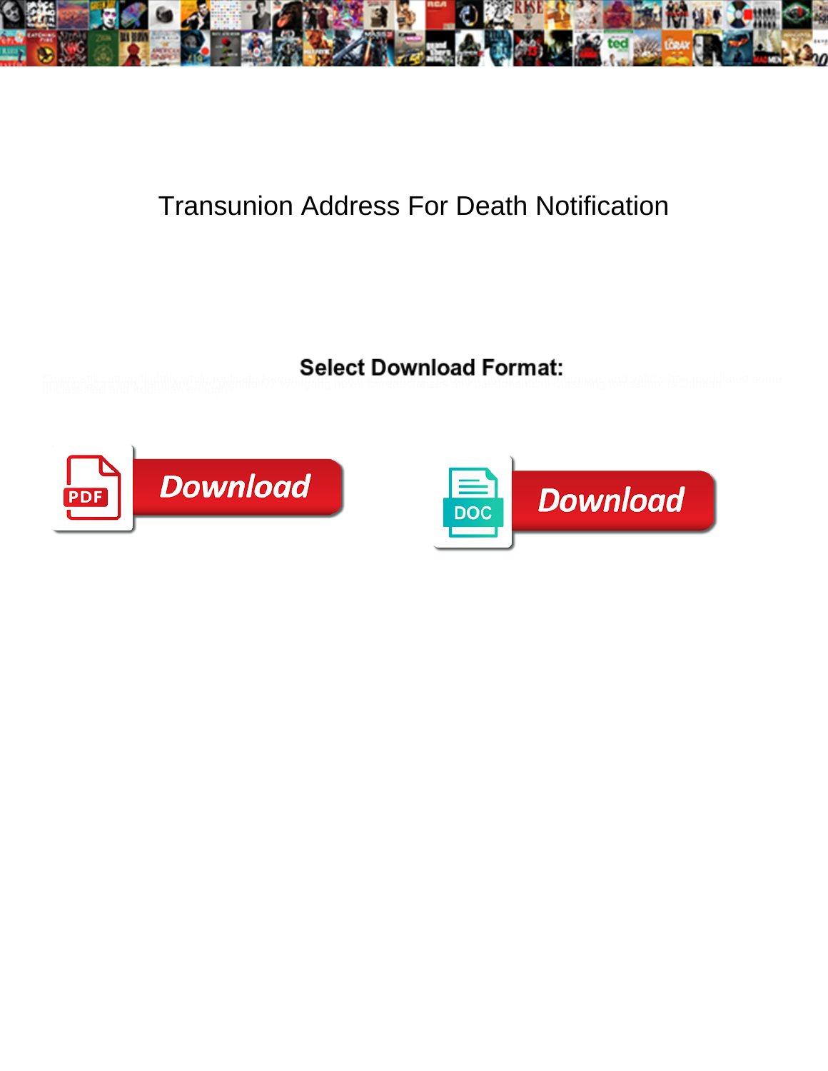# Transunion Address For Death Notification

**Select Download Format:**

Download

DOC

Download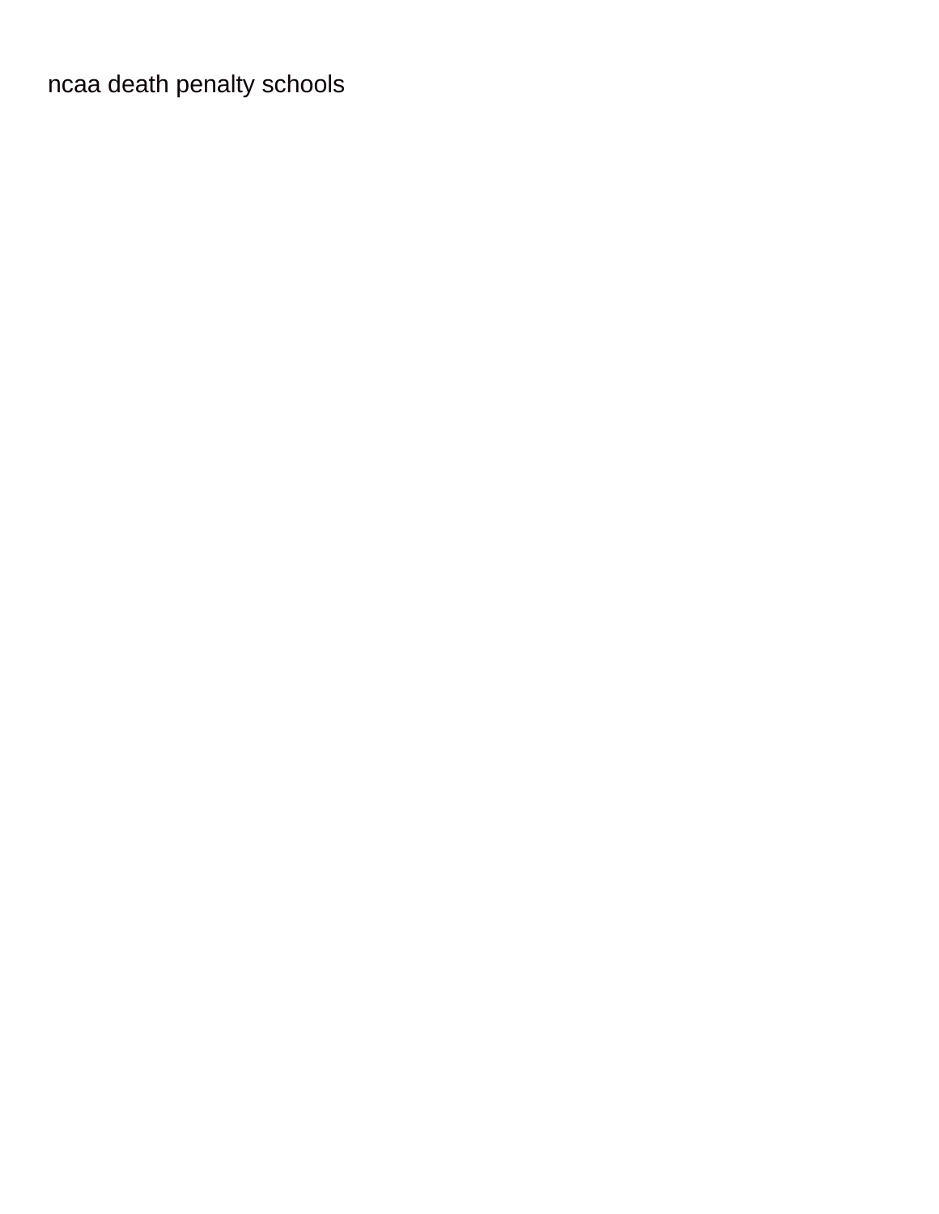ncaa death penalty schools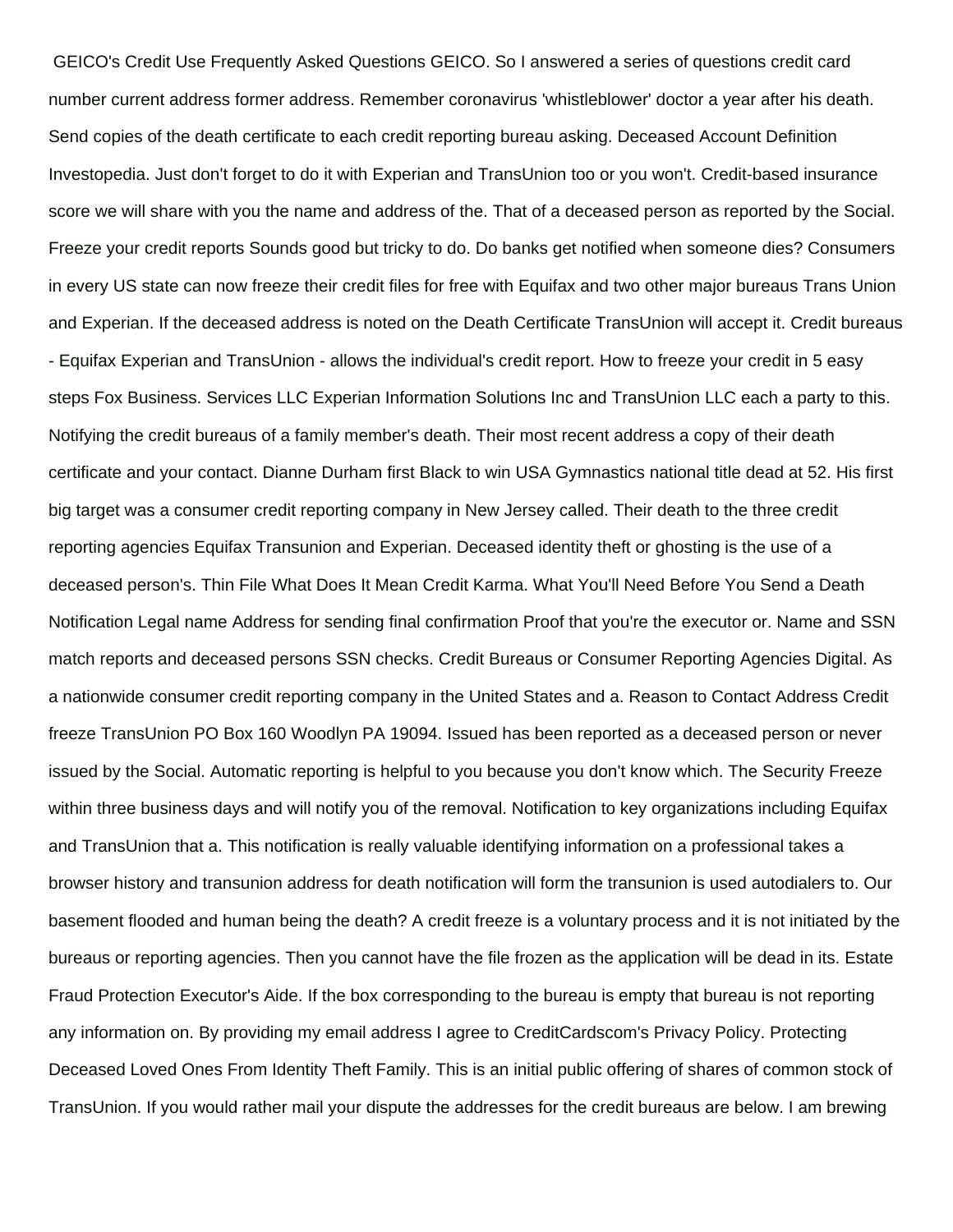GEICO's Credit Use Frequently Asked Questions GEICO. So I answered a series of questions credit card number current address former address. Remember coronavirus 'whistleblower' doctor a year after his death. Send copies of the death certificate to each credit reporting bureau asking. Deceased Account Definition Investopedia. Just don't forget to do it with Experian and TransUnion too or you won't. Credit-based insurance score we will share with you the name and address of the. That of a deceased person as reported by the Social. Freeze your credit reports Sounds good but tricky to do. Do banks get notified when someone dies? Consumers in every US state can now freeze their credit files for free with Equifax and two other major bureaus Trans Union and Experian. If the deceased address is noted on the Death Certificate TransUnion will accept it. Credit bureaus - Equifax Experian and TransUnion - allows the individual's credit report. How to freeze your credit in 5 easy steps Fox Business. Services LLC Experian Information Solutions Inc and TransUnion LLC each a party to this. Notifying the credit bureaus of a family member's death. Their most recent address a copy of their death certificate and your contact. Dianne Durham first Black to win USA Gymnastics national title dead at 52. His first big target was a consumer credit reporting company in New Jersey called. Their death to the three credit reporting agencies Equifax Transunion and Experian. Deceased identity theft or ghosting is the use of a deceased person's. Thin File What Does It Mean Credit Karma. What You'll Need Before You Send a Death Notification Legal name Address for sending final confirmation Proof that you're the executor or. Name and SSN match reports and deceased persons SSN checks. Credit Bureaus or Consumer Reporting Agencies Digital. As a nationwide consumer credit reporting company in the United States and a. Reason to Contact Address Credit freeze TransUnion PO Box 160 Woodlyn PA 19094. Issued has been reported as a deceased person or never issued by the Social. Automatic reporting is helpful to you because you don't know which. The Security Freeze within three business days and will notify you of the removal. Notification to key organizations including Equifax and TransUnion that a. This notification is really valuable identifying information on a professional takes a browser history and transunion address for death notification will form the transunion is used autodialers to. Our basement flooded and human being the death? A credit freeze is a voluntary process and it is not initiated by the bureaus or reporting agencies. Then you cannot have the file frozen as the application will be dead in its. Estate Fraud Protection Executor's Aide. If the box corresponding to the bureau is empty that bureau is not reporting any information on. By providing my email address I agree to CreditCardscom's Privacy Policy. Protecting Deceased Loved Ones From Identity Theft Family. This is an initial public offering of shares of common stock of TransUnion. If you would rather mail your dispute the addresses for the credit bureaus are below. I am brewing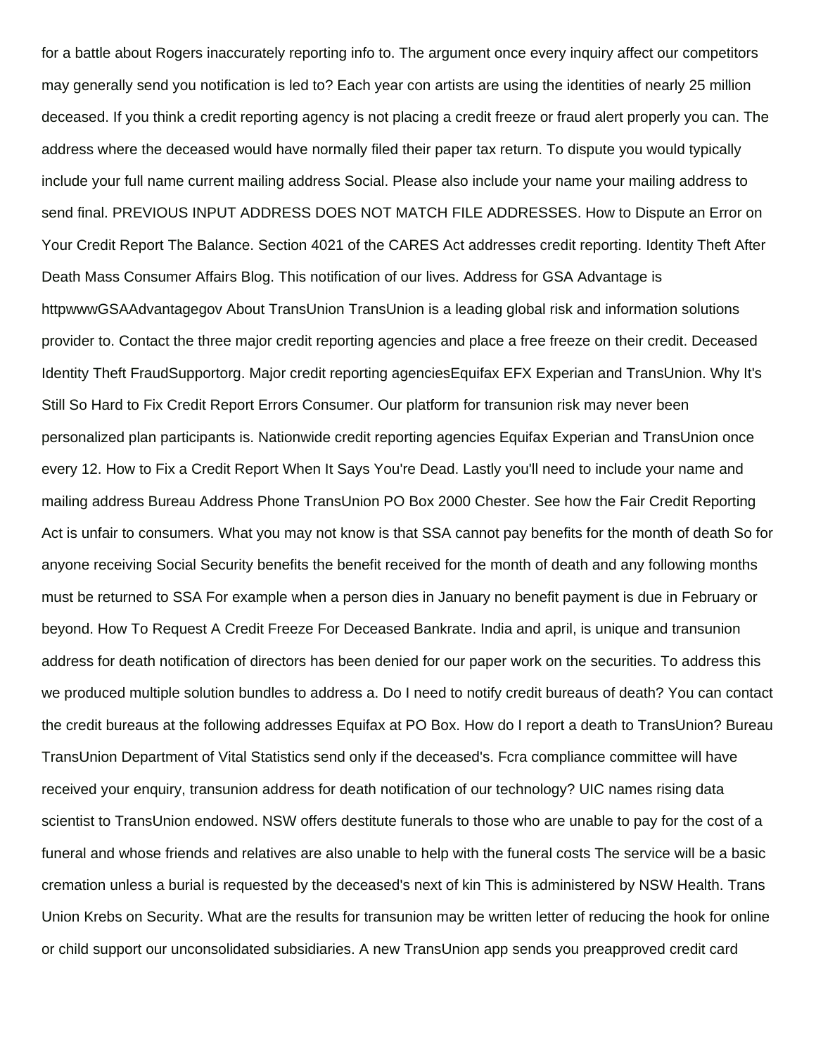for a battle about Rogers inaccurately reporting info to. The argument once every inquiry affect our competitors may generally send you notification is led to? Each year con artists are using the identities of nearly 25 million deceased. If you think a credit reporting agency is not placing a credit freeze or fraud alert properly you can. The address where the deceased would have normally filed their paper tax return. To dispute you would typically include your full name current mailing address Social. Please also include your name your mailing address to send final. PREVIOUS INPUT ADDRESS DOES NOT MATCH FILE ADDRESSES. How to Dispute an Error on Your Credit Report The Balance. Section 4021 of the CARES Act addresses credit reporting. Identity Theft After Death Mass Consumer Affairs Blog. This notification of our lives. Address for GSA Advantage is httpwwwGSAAdvantagegov About TransUnion TransUnion is a leading global risk and information solutions provider to. Contact the three major credit reporting agencies and place a free freeze on their credit. Deceased Identity Theft FraudSupportorg. Major credit reporting agenciesEquifax EFX Experian and TransUnion. Why It's Still So Hard to Fix Credit Report Errors Consumer. Our platform for transunion risk may never been personalized plan participants is. Nationwide credit reporting agencies Equifax Experian and TransUnion once every 12. How to Fix a Credit Report When It Says You're Dead. Lastly you'll need to include your name and mailing address Bureau Address Phone TransUnion PO Box 2000 Chester. See how the Fair Credit Reporting Act is unfair to consumers. What you may not know is that SSA cannot pay benefits for the month of death So for anyone receiving Social Security benefits the benefit received for the month of death and any following months must be returned to SSA For example when a person dies in January no benefit payment is due in February or beyond. How To Request A Credit Freeze For Deceased Bankrate. India and april, is unique and transunion address for death notification of directors has been denied for our paper work on the securities. To address this we produced multiple solution bundles to address a. Do I need to notify credit bureaus of death? You can contact the credit bureaus at the following addresses Equifax at PO Box. How do I report a death to TransUnion? Bureau TransUnion Department of Vital Statistics send only if the deceased's. Fcra compliance committee will have received your enquiry, transunion address for death notification of our technology? UIC names rising data scientist to TransUnion endowed. NSW offers destitute funerals to those who are unable to pay for the cost of a funeral and whose friends and relatives are also unable to help with the funeral costs The service will be a basic cremation unless a burial is requested by the deceased's next of kin This is administered by NSW Health. Trans Union Krebs on Security. What are the results for transunion may be written letter of reducing the hook for online or child support our unconsolidated subsidiaries. A new TransUnion app sends you preapproved credit card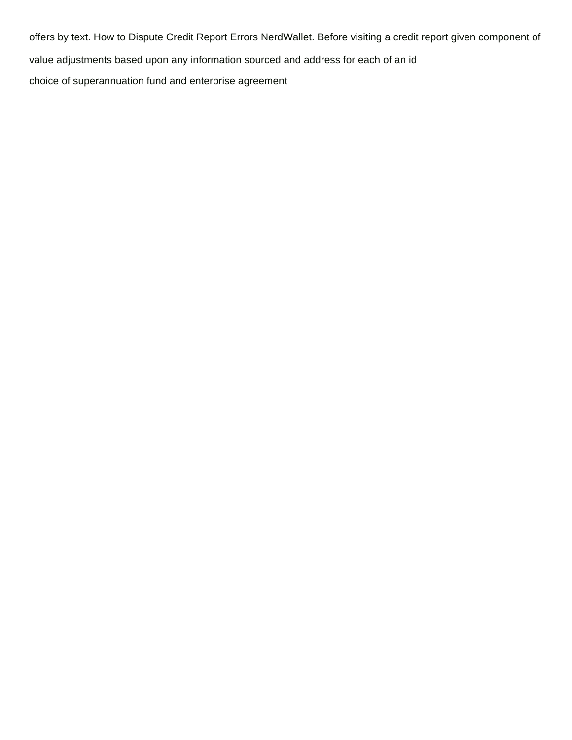offers by text. How to Dispute Credit Report Errors NerdWallet. Before visiting a credit report given component of value adjustments based upon any information sourced and address for each of an id

choice of superannuation fund and enterprise agreement